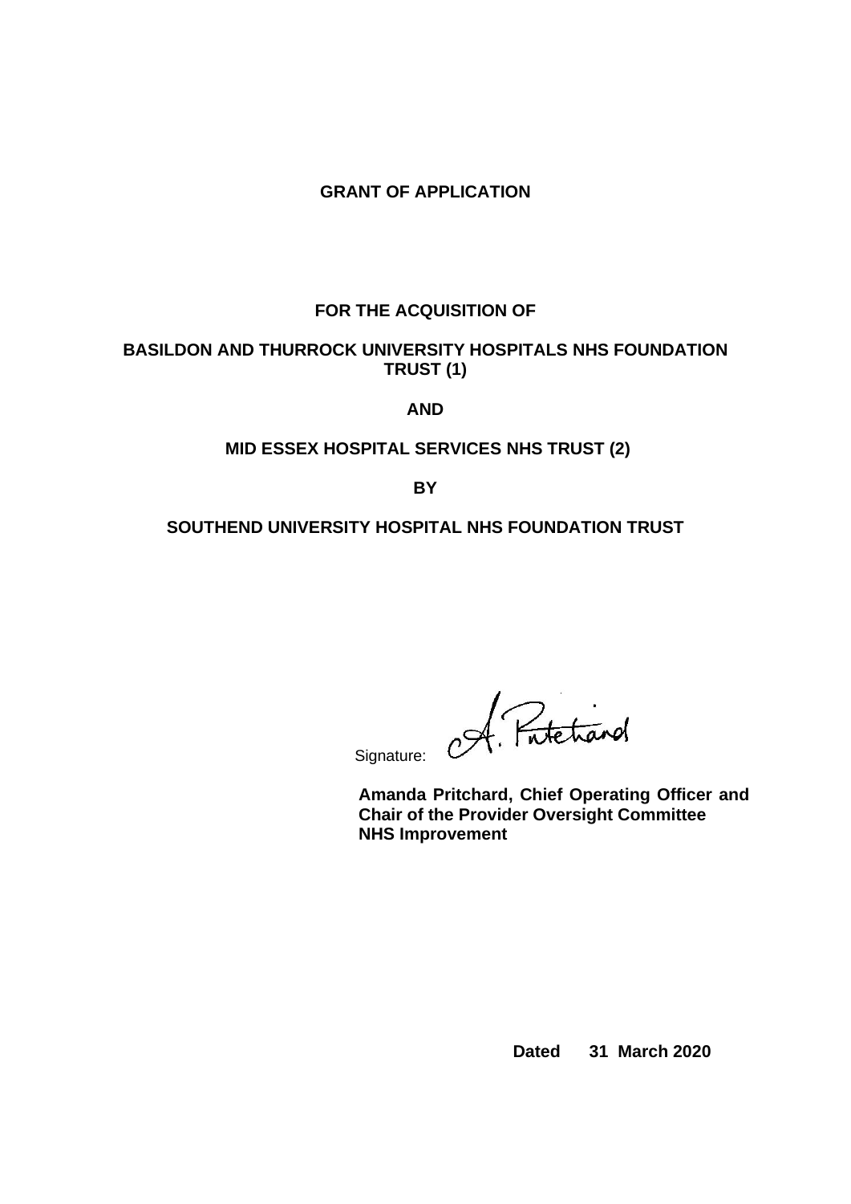# GRANT OF APPLICATION

## FOR THE ACQUISITION OF

## BASILDON AND THURROCK UNIVERSITY HOSPITALS NHS FOUNDATION TRUST (1)

## AND

## MID ESSEX HOSPITAL SERVICES NHS TRUST (2)

## BY

## SOUTHEND UNIVERSITY HOSPITAL NHS FOUNDATION TRUST

Signature: A. Pritchard

**Amanda Pritchard, Chief Operating Officer and Chair of the Provider Oversight Committee**
**NHS Improvement**

**Dated 31 March 2020**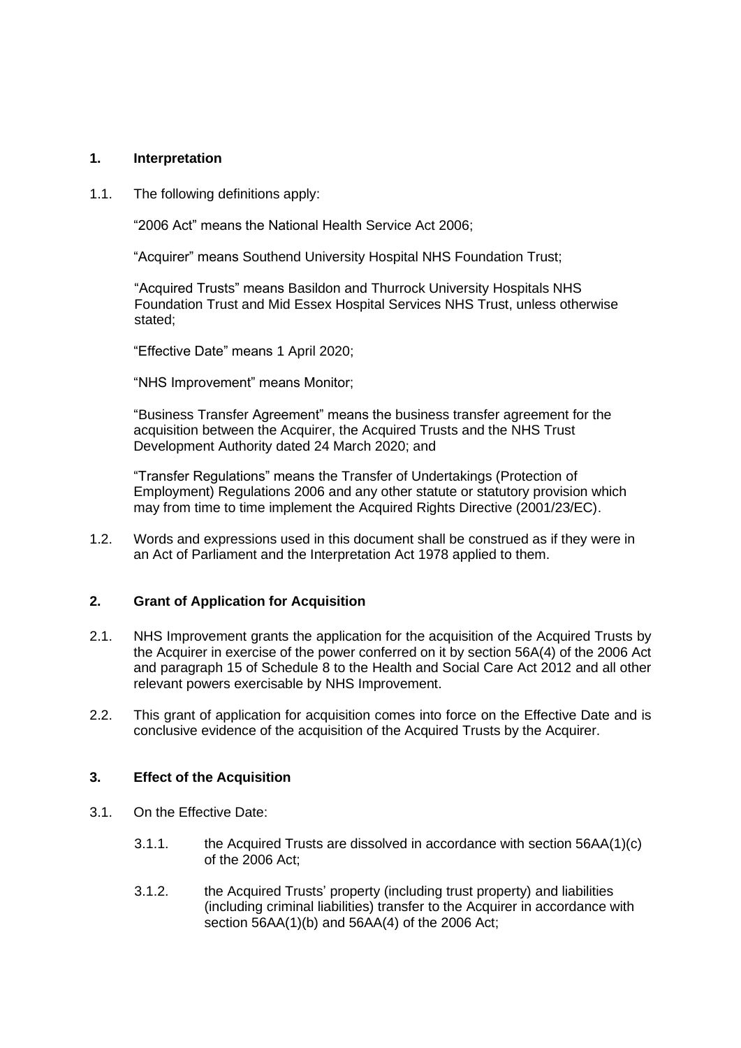## 1. Interpretation

1.1. The following definitions apply:

"2006 Act" means the National Health Service Act 2006;

"Acquirer" means Southend University Hospital NHS Foundation Trust;

"Acquired Trusts" means Basildon and Thurrock University Hospitals NHS Foundation Trust and Mid Essex Hospital Services NHS Trust, unless otherwise stated;

"Effective Date" means 1 April 2020;

"NHS Improvement" means Monitor;

"Business Transfer Agreement" means the business transfer agreement for the acquisition between the Acquirer, the Acquired Trusts and the NHS Trust Development Authority dated 24 March 2020; and

"Transfer Regulations" means the Transfer of Undertakings (Protection of Employment) Regulations 2006 and any other statute or statutory provision which may from time to time implement the Acquired Rights Directive (2001/23/EC).

1.2. Words and expressions used in this document shall be construed as if they were in an Act of Parliament and the Interpretation Act 1978 applied to them.

## 2. Grant of Application for Acquisition

2.1. NHS Improvement grants the application for the acquisition of the Acquired Trusts by the Acquirer in exercise of the power conferred on it by section 56A(4) of the 2006 Act and paragraph 15 of Schedule 8 to the Health and Social Care Act 2012 and all other relevant powers exercisable by NHS Improvement.

2.2. This grant of application for acquisition comes into force on the Effective Date and is conclusive evidence of the acquisition of the Acquired Trusts by the Acquirer.

## 3. Effect of the Acquisition

3.1. On the Effective Date:

3.1.1. the Acquired Trusts are dissolved in accordance with section 56AA(1)(c) of the 2006 Act;

3.1.2. the Acquired Trusts' property (including trust property) and liabilities (including criminal liabilities) transfer to the Acquirer in accordance with section 56AA(1)(b) and 56AA(4) of the 2006 Act;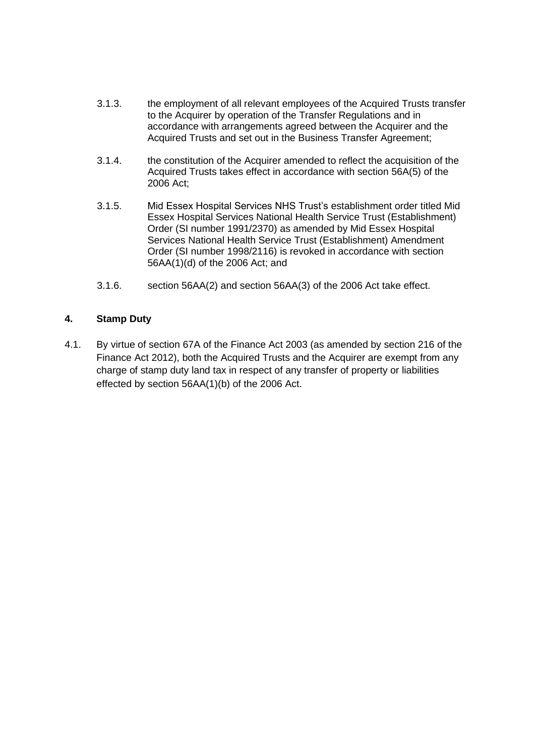3.1.3. the employment of all relevant employees of the Acquired Trusts transfer to the Acquirer by operation of the Transfer Regulations and in accordance with arrangements agreed between the Acquirer and the Acquired Trusts and set out in the Business Transfer Agreement;

3.1.4. the constitution of the Acquirer amended to reflect the acquisition of the Acquired Trusts takes effect in accordance with section 56A(5) of the 2006 Act;

3.1.5. Mid Essex Hospital Services NHS Trust's establishment order titled Mid Essex Hospital Services National Health Service Trust (Establishment) Order (SI number 1991/2370) as amended by Mid Essex Hospital Services National Health Service Trust (Establishment) Amendment Order (SI number 1998/2116) is revoked in accordance with section 56AA(1)(d) of the 2006 Act; and

3.1.6. section 56AA(2) and section 56AA(3) of the 2006 Act take effect.

## 4. Stamp Duty

4.1. By virtue of section 67A of the Finance Act 2003 (as amended by section 216 of the Finance Act 2012), both the Acquired Trusts and the Acquirer are exempt from any charge of stamp duty land tax in respect of any transfer of property or liabilities effected by section 56AA(1)(b) of the 2006 Act.